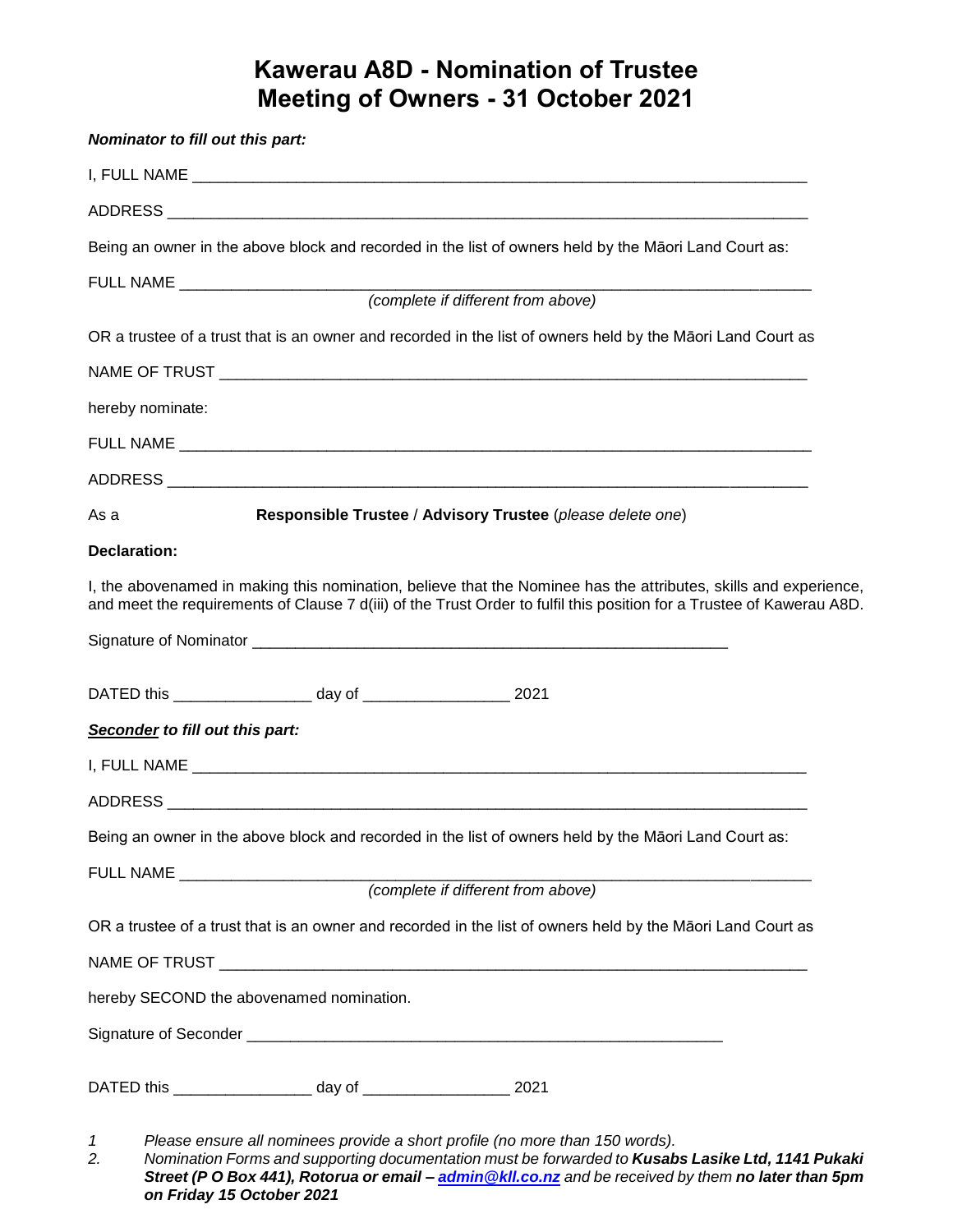# Kawerau A8D - Nomination of Trustee
# Meeting of Owners - 31 October 2021

***Nominator to fill out this part:***

I, FULL NAME ____________________________________________________________________

ADDRESS ______________________________________________________________________

Being an owner in the above block and recorded in the list of owners held by the Māori Land Court as:

FULL NAME ____________________________________________________________________
*(complete if different from above)*

OR a trustee of a trust that is an owner and recorded in the list of owners held by the Māori Land Court as

NAME OF TRUST ________________________________________________________________

hereby nominate:

FULL NAME ____________________________________________________________________

ADDRESS ______________________________________________________________________

As a **Responsible Trustee** / **Advisory Trustee** (*please delete one*)

**Declaration:**

I, the abovenamed in making this nomination, believe that the Nominee has the attributes, skills and experience, and meet the requirements of Clause 7 d(iii) of the Trust Order to fulfil this position for a Trustee of Kawerau A8D.

Signature of Nominator ____________________________________________________

DATED this _______________ day of ________________ 2021

***<u>Seconder</u> to fill out this part:***

I, FULL NAME ____________________________________________________________________

ADDRESS ______________________________________________________________________

Being an owner in the above block and recorded in the list of owners held by the Māori Land Court as:

FULL NAME ____________________________________________________________________
*(complete if different from above)*

OR a trustee of a trust that is an owner and recorded in the list of owners held by the Māori Land Court as

NAME OF TRUST ________________________________________________________________

hereby SECOND the abovenamed nomination.

Signature of Seconder ____________________________________________________

DATED this _______________ day of ________________ 2021

1. *Please ensure all nominees provide a short profile (no more than 150 words).*
2. *Nomination Forms and supporting documentation must be forwarded to **Kusabs Lasike Ltd, 1141 Pukaki Street (P O Box 441), Rotorua or email – admin@kll.co.nz** and be received by them **no later than 5pm on Friday 15 October 2021***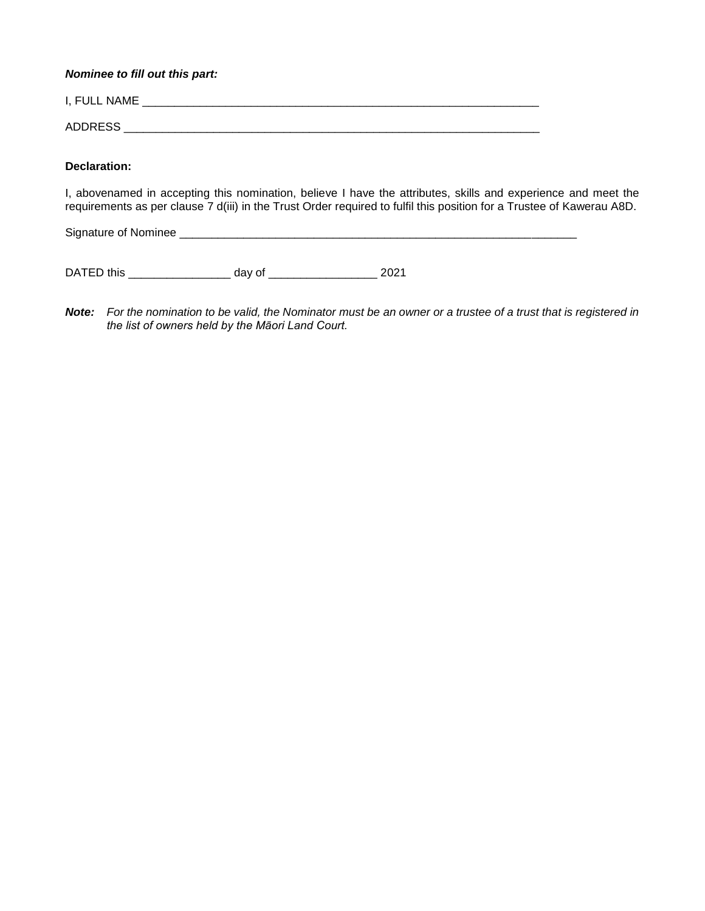***Nominee to fill out this part:***

I, FULL NAME ________________________________________________________________

ADDRESS __________________________________________________________________

**Declaration:**

I, abovenamed in accepting this nomination, believe I have the attributes, skills and experience and meet the requirements as per clause 7 d(iii) in the Trust Order required to fulfil this position for a Trustee of Kawerau A8D.

Signature of Nominee ________________________________________________________________

DATED this ________________ day of _________________ 2021

***Note:*** *For the nomination to be valid, the Nominator must be an owner or a trustee of a trust that is registered in the list of owners held by the Māori Land Court.*